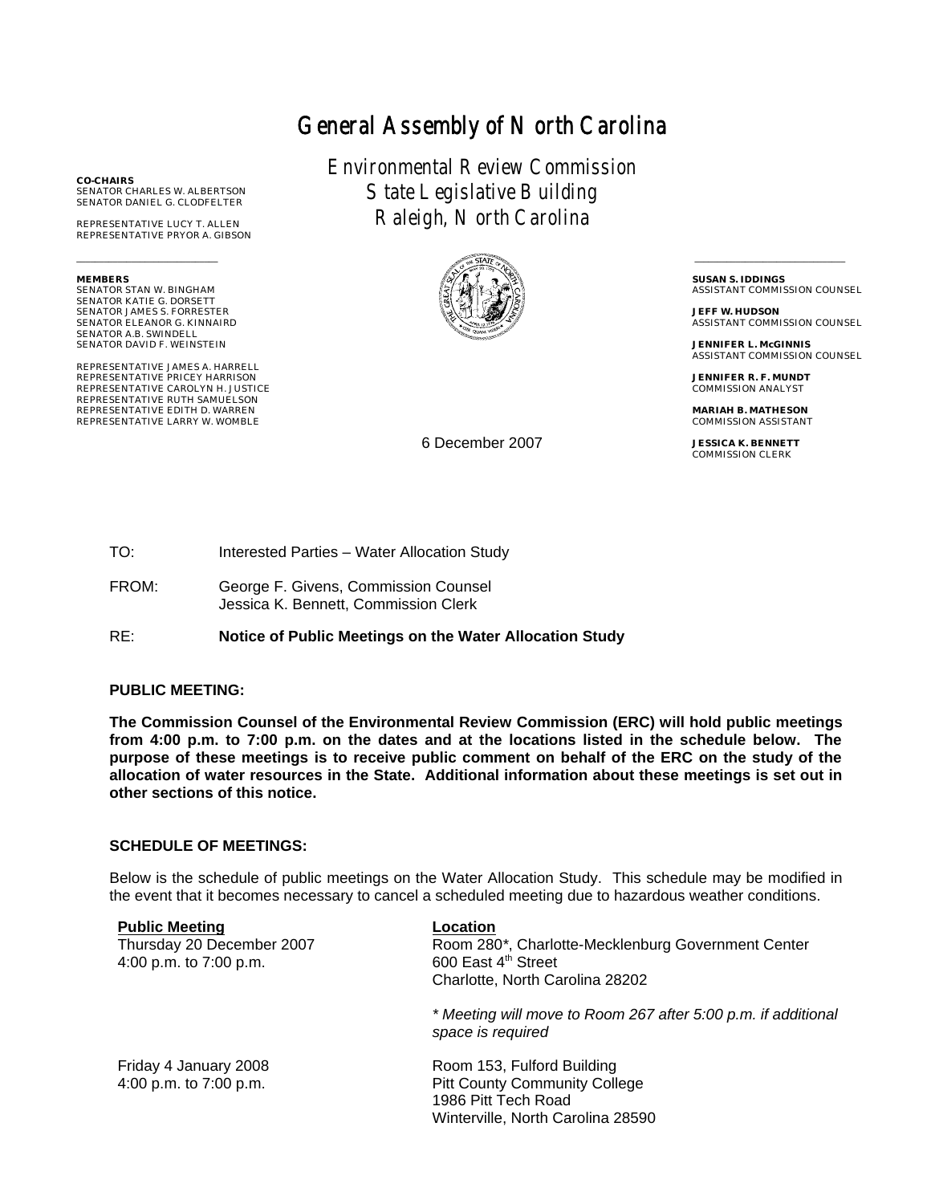# General Assembly of North Carolina

Environmental Review Commission
State Legislative Building
Raleigh, North Carolina

**CO-CHAIRS**
SENATOR CHARLES W. ALBERTSON
SENATOR DANIEL G. CLODFELTER

REPRESENTATIVE LUCY T. ALLEN
REPRESENTATIVE PRYOR A. GIBSON

**MEMBERS**
SENATOR STAN W. BINGHAM
SENATOR KATIE G. DORSETT
SENATOR JAMES S. FORRESTER
SENATOR ELEANOR G. KINNAIRD
SENATOR A.B. SWINDELL
SENATOR DAVID F. WEINSTEIN

REPRESENTATIVE JAMES A. HARRELL
REPRESENTATIVE PRICEY HARRISON
REPRESENTATIVE CAROLYN H. JUSTICE
REPRESENTATIVE RUTH SAMUELSON
REPRESENTATIVE EDITH D. WARREN
REPRESENTATIVE LARRY W. WOMBLE

**SUSAN S. IDDINGS**
ASSISTANT COMMISSION COUNSEL

**JEFF W. HUDSON**
ASSISTANT COMMISSION COUNSEL

**JENNIFER L. McGINNIS**
ASSISTANT COMMISSION COUNSEL

**JENNIFER R. F. MUNDT**
COMMISSION ANALYST

**MARIAH B. MATHESON**
COMMISSION ASSISTANT

**JESSICA K. BENNETT**
COMMISSION CLERK

6 December 2007

TO: Interested Parties – Water Allocation Study

FROM: George F. Givens, Commission Counsel
Jessica K. Bennett, Commission Clerk

RE: **Notice of Public Meetings on the Water Allocation Study**

**PUBLIC MEETING:**

**The Commission Counsel of the Environmental Review Commission (ERC) will hold public meetings from 4:00 p.m. to 7:00 p.m. on the dates and at the locations listed in the schedule below. The purpose of these meetings is to receive public comment on behalf of the ERC on the study of the allocation of water resources in the State. Additional information about these meetings is set out in other sections of this notice.**

**SCHEDULE OF MEETINGS:**

Below is the schedule of public meetings on the Water Allocation Study. This schedule may be modified in the event that it becomes necessary to cancel a scheduled meeting due to hazardous weather conditions.

| **Public Meeting** | **Location** |
| --- | --- |
| Thursday 20 December 2007<br>4:00 p.m. to 7:00 p.m. | Room 280*, Charlotte-Mecklenburg Government Center<br>600 East 4th Street<br>Charlotte, North Carolina 28202<br><br>*\* Meeting will move to Room 267 after 5:00 p.m. if additional space is required* |
| Friday 4 January 2008<br>4:00 p.m. to 7:00 p.m. | Room 153, Fulford Building<br>Pitt County Community College<br>1986 Pitt Tech Road<br>Winterville, North Carolina 28590 |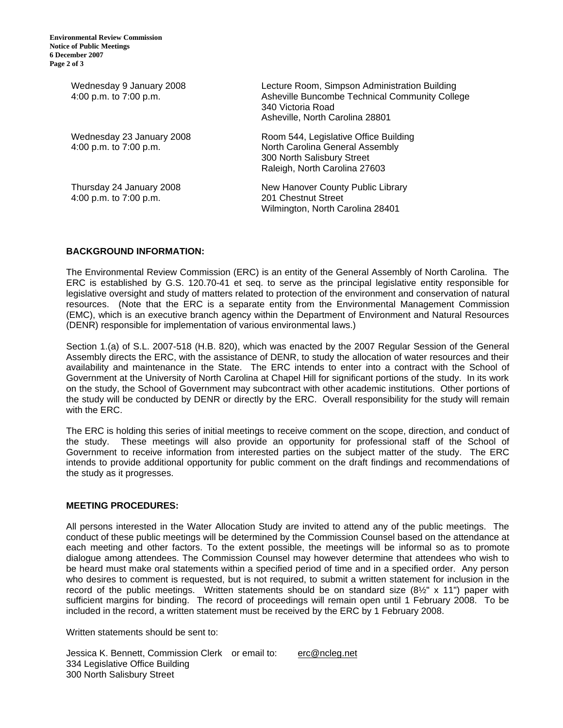| | |
|---|---|
| Wednesday 9 January 2008<br>4:00 p.m. to 7:00 p.m. | Lecture Room, Simpson Administration Building<br>Asheville Buncombe Technical Community College<br>340 Victoria Road<br>Asheville, North Carolina 28801 |
| Wednesday 23 January 2008<br>4:00 p.m. to 7:00 p.m. | Room 544, Legislative Office Building<br>North Carolina General Assembly<br>300 North Salisbury Street<br>Raleigh, North Carolina 27603 |
| Thursday 24 January 2008<br>4:00 p.m. to 7:00 p.m. | New Hanover County Public Library<br>201 Chestnut Street<br>Wilmington, North Carolina 28401 |

**BACKGROUND INFORMATION:**

The Environmental Review Commission (ERC) is an entity of the General Assembly of North Carolina. The ERC is established by G.S. 120.70-41 et seq. to serve as the principal legislative entity responsible for legislative oversight and study of matters related to protection of the environment and conservation of natural resources. (Note that the ERC is a separate entity from the Environmental Management Commission (EMC), which is an executive branch agency within the Department of Environment and Natural Resources (DENR) responsible for implementation of various environmental laws.)

Section 1.(a) of S.L. 2007-518 (H.B. 820), which was enacted by the 2007 Regular Session of the General Assembly directs the ERC, with the assistance of DENR, to study the allocation of water resources and their availability and maintenance in the State. The ERC intends to enter into a contract with the School of Government at the University of North Carolina at Chapel Hill for significant portions of the study. In its work on the study, the School of Government may subcontract with other academic institutions. Other portions of the study will be conducted by DENR or directly by the ERC. Overall responsibility for the study will remain with the ERC.

The ERC is holding this series of initial meetings to receive comment on the scope, direction, and conduct of the study. These meetings will also provide an opportunity for professional staff of the School of Government to receive information from interested parties on the subject matter of the study. The ERC intends to provide additional opportunity for public comment on the draft findings and recommendations of the study as it progresses.

**MEETING PROCEDURES:**

All persons interested in the Water Allocation Study are invited to attend any of the public meetings. The conduct of these public meetings will be determined by the Commission Counsel based on the attendance at each meeting and other factors. To the extent possible, the meetings will be informal so as to promote dialogue among attendees. The Commission Counsel may however determine that attendees who wish to be heard must make oral statements within a specified period of time and in a specified order. Any person who desires to comment is requested, but is not required, to submit a written statement for inclusion in the record of the public meetings. Written statements should be on standard size (8½" x 11") paper with sufficient margins for binding. The record of proceedings will remain open until 1 February 2008. To be included in the record, a written statement must be received by the ERC by 1 February 2008.

Written statements should be sent to:

Jessica K. Bennett, Commission Clerk or email to: erc@ncleg.net
334 Legislative Office Building
300 North Salisbury Street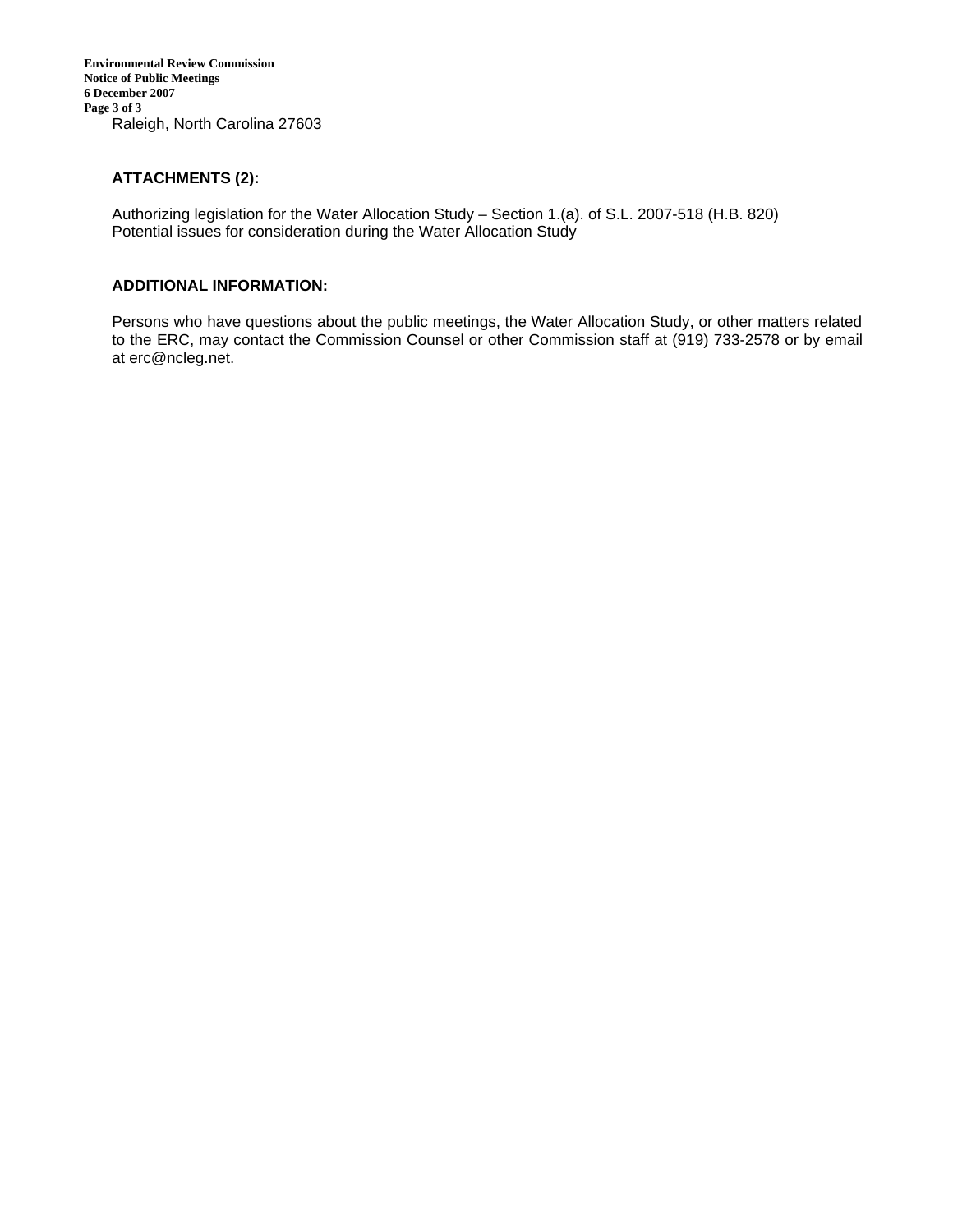Raleigh, North Carolina 27603

**ATTACHMENTS (2):**

Authorizing legislation for the Water Allocation Study – Section 1.(a). of S.L. 2007-518 (H.B. 820)
Potential issues for consideration during the Water Allocation Study

**ADDITIONAL INFORMATION:**

Persons who have questions about the public meetings, the Water Allocation Study, or other matters related to the ERC, may contact the Commission Counsel or other Commission staff at (919) 733-2578 or by email at erc@ncleg.net.